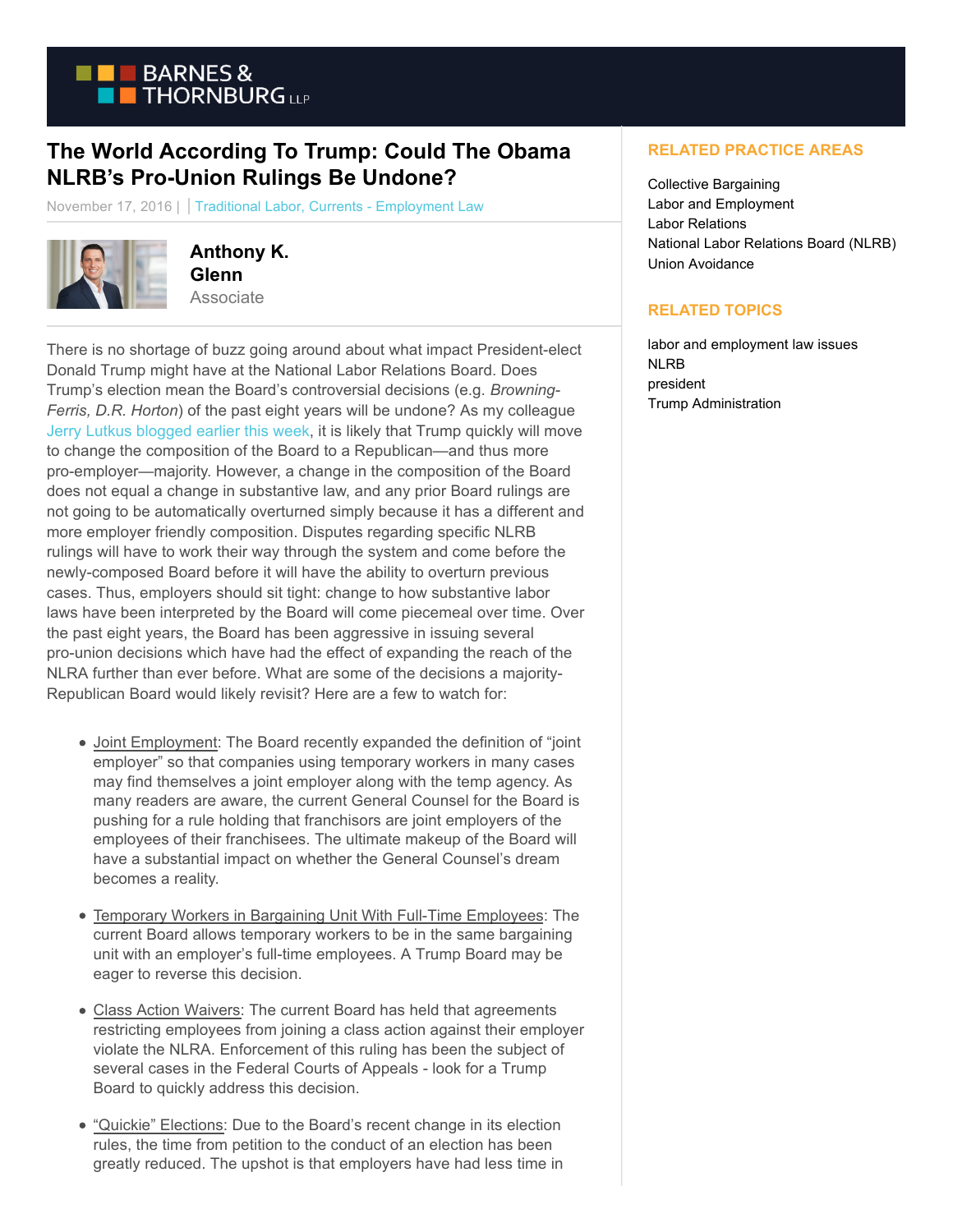BARNES & THORNBURG LLP

# The World According To Trump: Could The Obama NLRB's Pro-Union Rulings Be Undone?

November 17, 2016 | Traditional Labor, Currents - Employment Law

**Anthony K. Glenn**
Associate

There is no shortage of buzz going around about what impact President-elect Donald Trump might have at the National Labor Relations Board. Does Trump's election mean the Board's controversial decisions (e.g. *Browning-Ferris, D.R. Horton*) of the past eight years will be undone? As my colleague Jerry Lutkus blogged earlier this week, it is likely that Trump quickly will move to change the composition of the Board to a Republican—and thus more pro-employer—majority. However, a change in the composition of the Board does not equal a change in substantive law, and any prior Board rulings are not going to be automatically overturned simply because it has a different and more employer friendly composition. Disputes regarding specific NLRB rulings will have to work their way through the system and come before the newly-composed Board before it will have the ability to overturn previous cases. Thus, employers should sit tight: change to how substantive labor laws have been interpreted by the Board will come piecemeal over time. Over the past eight years, the Board has been aggressive in issuing several pro-union decisions which have had the effect of expanding the reach of the NLRA further than ever before. What are some of the decisions a majority-Republican Board would likely revisit? Here are a few to watch for:

- Joint Employment: The Board recently expanded the definition of "joint employer" so that companies using temporary workers in many cases may find themselves a joint employer along with the temp agency. As many readers are aware, the current General Counsel for the Board is pushing for a rule holding that franchisors are joint employers of the employees of their franchisees. The ultimate makeup of the Board will have a substantial impact on whether the General Counsel's dream becomes a reality.

- Temporary Workers in Bargaining Unit With Full-Time Employees: The current Board allows temporary workers to be in the same bargaining unit with an employer's full-time employees. A Trump Board may be eager to reverse this decision.

- Class Action Waivers: The current Board has held that agreements restricting employees from joining a class action against their employer violate the NLRA. Enforcement of this ruling has been the subject of several cases in the Federal Courts of Appeals - look for a Trump Board to quickly address this decision.

- "Quickie" Elections: Due to the Board's recent change in its election rules, the time from petition to the conduct of an election has been greatly reduced. The upshot is that employers have had less time in

## RELATED PRACTICE AREAS

Collective Bargaining
Labor and Employment
Labor Relations
National Labor Relations Board (NLRB)
Union Avoidance

## RELATED TOPICS

labor and employment law issues
NLRB
president
Trump Administration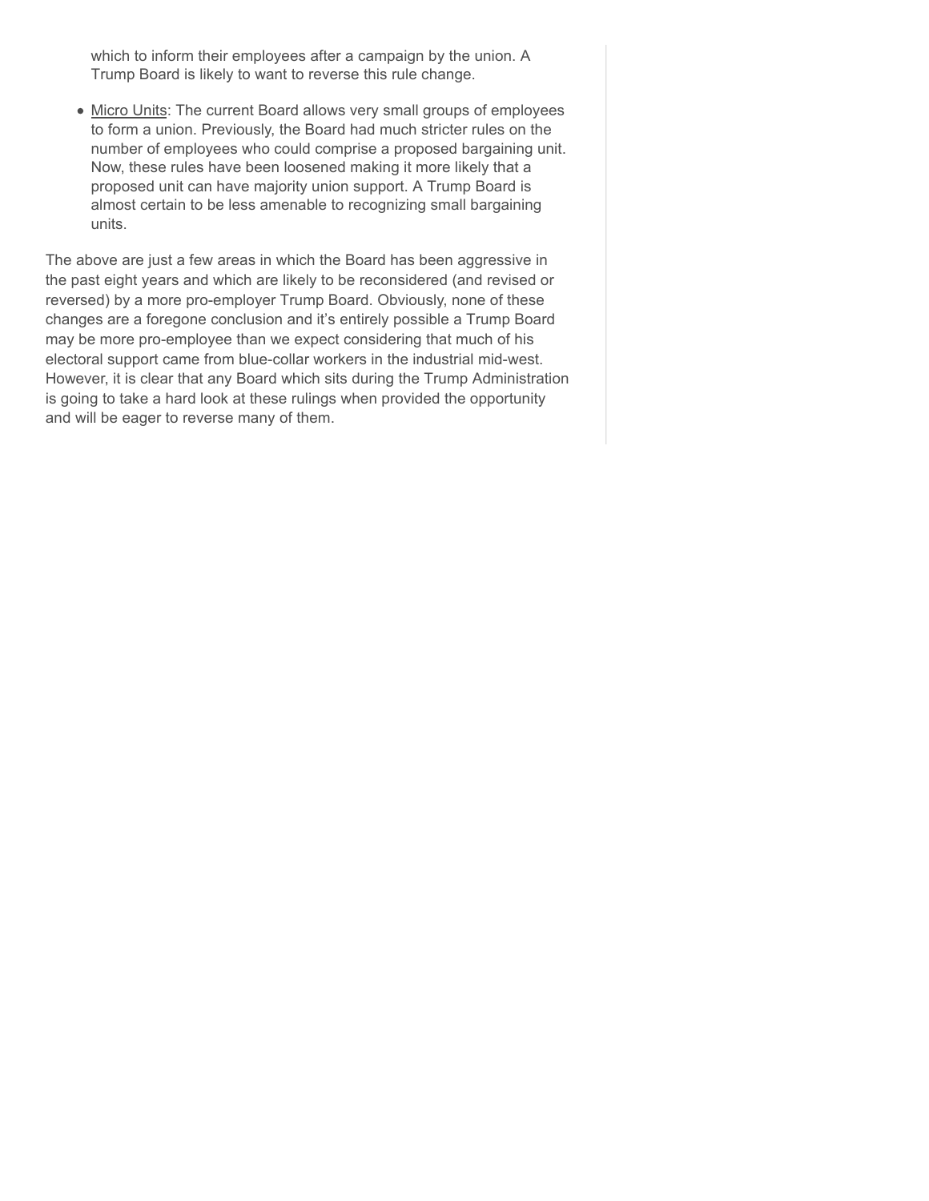which to inform their employees after a campaign by the union. A Trump Board is likely to want to reverse this rule change.

- Micro Units: The current Board allows very small groups of employees to form a union. Previously, the Board had much stricter rules on the number of employees who could comprise a proposed bargaining unit. Now, these rules have been loosened making it more likely that a proposed unit can have majority union support. A Trump Board is almost certain to be less amenable to recognizing small bargaining units.

The above are just a few areas in which the Board has been aggressive in the past eight years and which are likely to be reconsidered (and revised or reversed) by a more pro-employer Trump Board. Obviously, none of these changes are a foregone conclusion and it's entirely possible a Trump Board may be more pro-employee than we expect considering that much of his electoral support came from blue-collar workers in the industrial mid-west. However, it is clear that any Board which sits during the Trump Administration is going to take a hard look at these rulings when provided the opportunity and will be eager to reverse many of them.